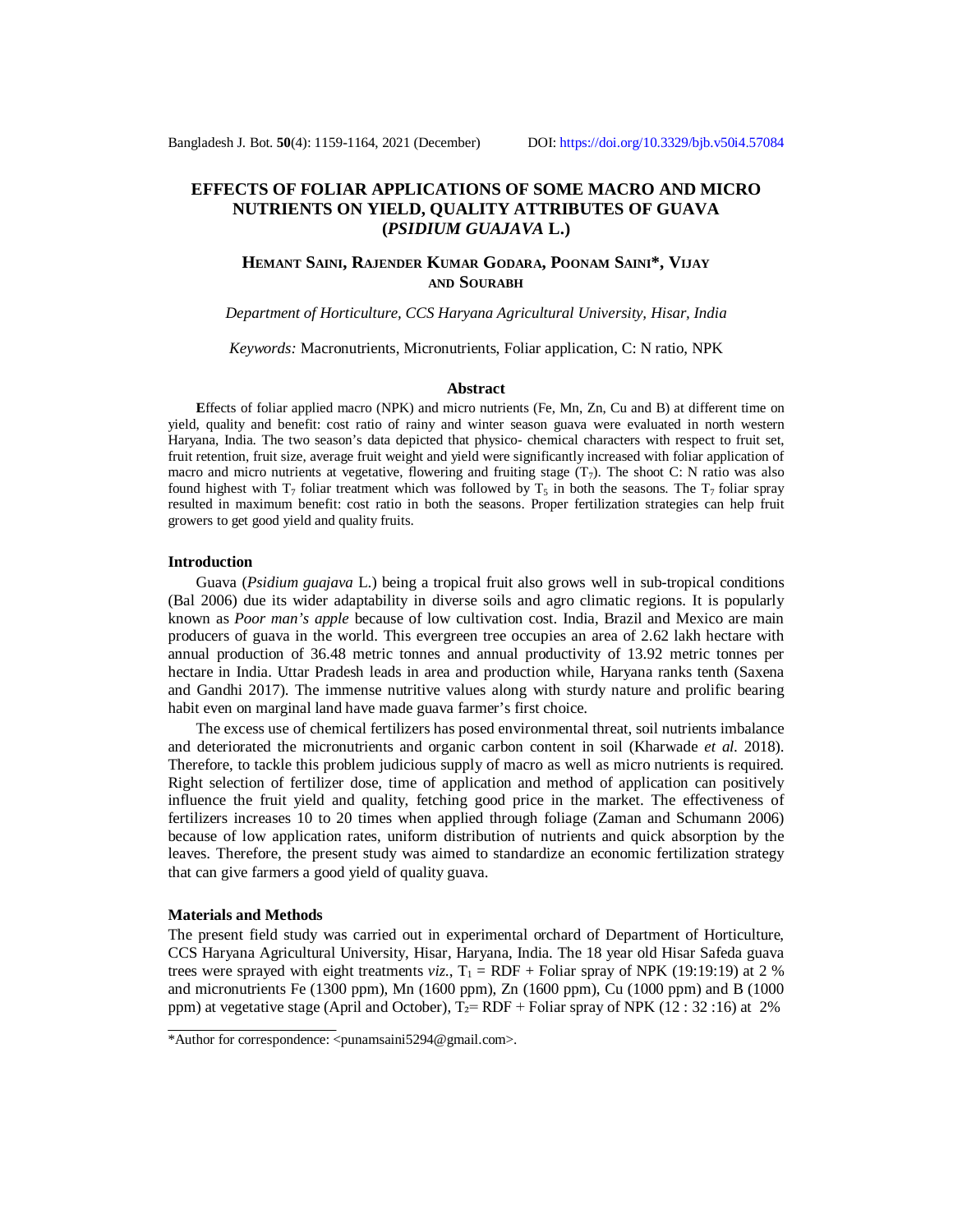# EFFECTS OF FOLIAR APPLICATIONS OF SOME MACRO AND MICRO NUTRIENTS ON YIELD, QUALITY ATTRIBUTES OF GUAVA (*PSIDIUM GUAJAVA* L.)

**Hemant Saini, Rajender Kumar Godara, Poonam Saini\*, Vijay and Sourabh**

*Department of Horticulture, CCS Haryana Agricultural University, Hisar, India*

*Keywords:* Macronutrients, Micronutrients, Foliar application, C: N ratio, NPK

## Abstract

Effects of foliar applied macro (NPK) and micro nutrients (Fe, Mn, Zn, Cu and B) at different time on yield, quality and benefit: cost ratio of rainy and winter season guava were evaluated in north western Haryana, India. The two season's data depicted that physico- chemical characters with respect to fruit set, fruit retention, fruit size, average fruit weight and yield were significantly increased with foliar application of macro and micro nutrients at vegetative, flowering and fruiting stage ($T_7$). The shoot C: N ratio was also found highest with $T_7$ foliar treatment which was followed by $T_5$ in both the seasons. The $T_7$ foliar spray resulted in maximum benefit: cost ratio in both the seasons. Proper fertilization strategies can help fruit growers to get good yield and quality fruits.

## Introduction

Guava (*Psidium guajava* L.) being a tropical fruit also grows well in sub-tropical conditions (Bal 2006) due its wider adaptability in diverse soils and agro climatic regions. It is popularly known as *Poor man's apple* because of low cultivation cost. India, Brazil and Mexico are main producers of guava in the world. This evergreen tree occupies an area of 2.62 lakh hectare with annual production of 36.48 metric tonnes and annual productivity of 13.92 metric tonnes per hectare in India. Uttar Pradesh leads in area and production while, Haryana ranks tenth (Saxena and Gandhi 2017). The immense nutritive values along with sturdy nature and prolific bearing habit even on marginal land have made guava farmer's first choice.

The excess use of chemical fertilizers has posed environmental threat, soil nutrients imbalance and deteriorated the micronutrients and organic carbon content in soil (Kharwade *et al.* 2018). Therefore, to tackle this problem judicious supply of macro as well as micro nutrients is required. Right selection of fertilizer dose, time of application and method of application can positively influence the fruit yield and quality, fetching good price in the market. The effectiveness of fertilizers increases 10 to 20 times when applied through foliage (Zaman and Schumann 2006) because of low application rates, uniform distribution of nutrients and quick absorption by the leaves. Therefore, the present study was aimed to standardize an economic fertilization strategy that can give farmers a good yield of quality guava.

## Materials and Methods

The present field study was carried out in experimental orchard of Department of Horticulture, CCS Haryana Agricultural University, Hisar, Haryana, India. The 18 year old Hisar Safeda guava trees were sprayed with eight treatments *viz.*, $T_1$ = RDF + Foliar spray of NPK (19:19:19) at 2 % and micronutrients Fe (1300 ppm), Mn (1600 ppm), Zn (1600 ppm), Cu (1000 ppm) and B (1000 ppm) at vegetative stage (April and October), $T_2$= RDF + Foliar spray of NPK (12 : 32 :16) at 2%

\*Author for correspondence: <punamsaini5294@gmail.com>.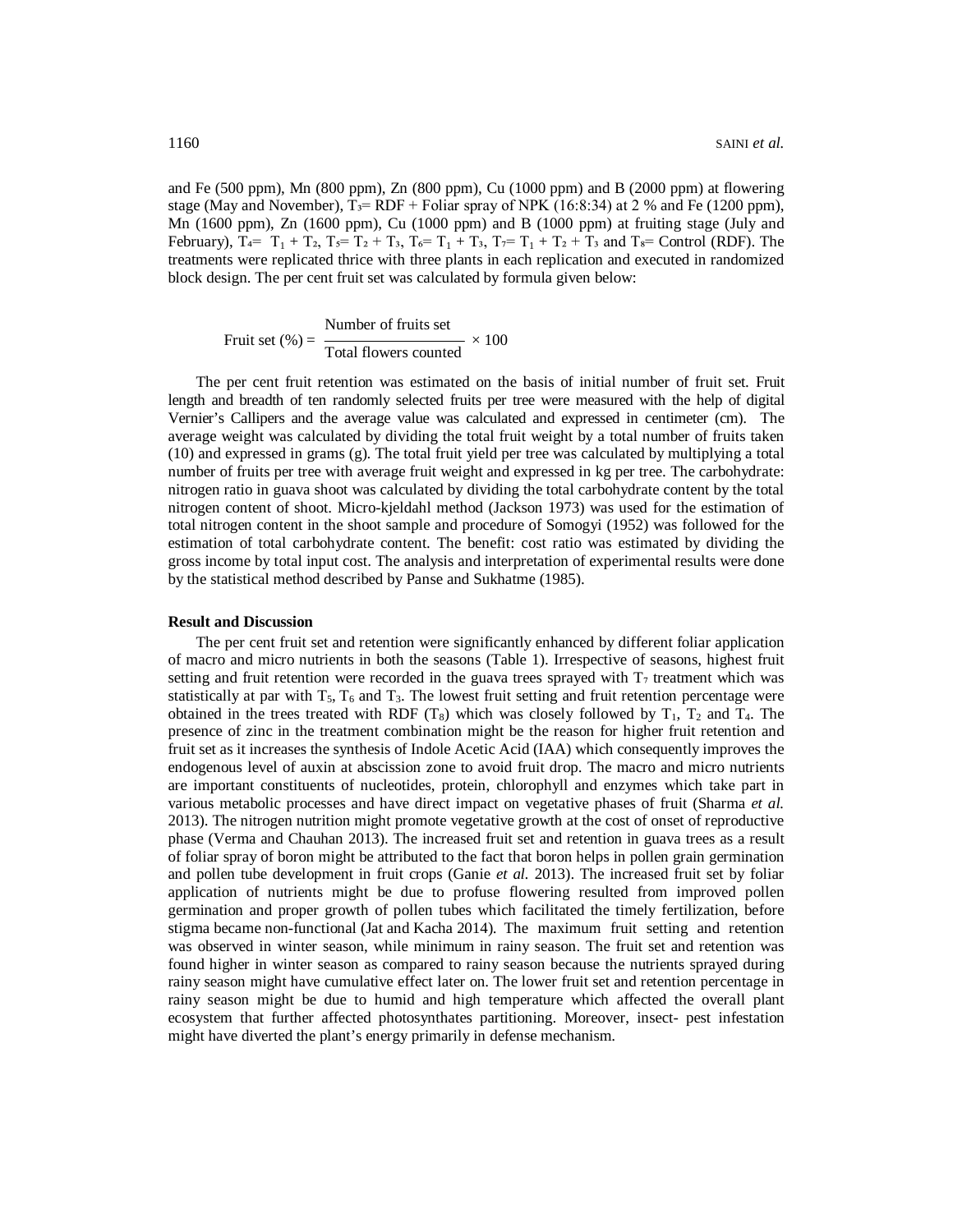and Fe (500 ppm), Mn (800 ppm), Zn (800 ppm), Cu (1000 ppm) and B (2000 ppm) at flowering stage (May and November), $T_3$= RDF + Foliar spray of NPK (16:8:34) at 2 % and Fe (1200 ppm), Mn (1600 ppm), Zn (1600 ppm), Cu (1000 ppm) and B (1000 ppm) at fruiting stage (July and February), $T_4$= $T_1$ + $T_2$, $T_5$= $T_2$ + $T_3$, $T_6$= $T_1$ + $T_3$, $T_7$= $T_1$ + $T_2$ + $T_3$ and $T_8$= Control (RDF). The treatments were replicated thrice with three plants in each replication and executed in randomized block design. The per cent fruit set was calculated by formula given below:

$$\text{Fruit set (\%)} = \frac{\text{Number of fruits set}}{\text{Total flowers counted}} \times 100$$

The per cent fruit retention was estimated on the basis of initial number of fruit set. Fruit length and breadth of ten randomly selected fruits per tree were measured with the help of digital Vernier's Callipers and the average value was calculated and expressed in centimeter (cm). The average weight was calculated by dividing the total fruit weight by a total number of fruits taken (10) and expressed in grams (g). The total fruit yield per tree was calculated by multiplying a total number of fruits per tree with average fruit weight and expressed in kg per tree. The carbohydrate: nitrogen ratio in guava shoot was calculated by dividing the total carbohydrate content by the total nitrogen content of shoot. Micro-kjeldahl method (Jackson 1973) was used for the estimation of total nitrogen content in the shoot sample and procedure of Somogyi (1952) was followed for the estimation of total carbohydrate content. The benefit: cost ratio was estimated by dividing the gross income by total input cost. The analysis and interpretation of experimental results were done by the statistical method described by Panse and Sukhatme (1985).

## Result and Discussion

The per cent fruit set and retention were significantly enhanced by different foliar application of macro and micro nutrients in both the seasons (Table 1). Irrespective of seasons, highest fruit setting and fruit retention were recorded in the guava trees sprayed with $T_7$ treatment which was statistically at par with $T_5$, $T_6$ and $T_3$. The lowest fruit setting and fruit retention percentage were obtained in the trees treated with RDF ($T_8$) which was closely followed by $T_1$, $T_2$ and $T_4$. The presence of zinc in the treatment combination might be the reason for higher fruit retention and fruit set as it increases the synthesis of Indole Acetic Acid (IAA) which consequently improves the endogenous level of auxin at abscission zone to avoid fruit drop. The macro and micro nutrients are important constituents of nucleotides, protein, chlorophyll and enzymes which take part in various metabolic processes and have direct impact on vegetative phases of fruit (Sharma *et al.* 2013). The nitrogen nutrition might promote vegetative growth at the cost of onset of reproductive phase (Verma and Chauhan 2013). The increased fruit set and retention in guava trees as a result of foliar spray of boron might be attributed to the fact that boron helps in pollen grain germination and pollen tube development in fruit crops (Ganie *et al.* 2013). The increased fruit set by foliar application of nutrients might be due to profuse flowering resulted from improved pollen germination and proper growth of pollen tubes which facilitated the timely fertilization, before stigma became non-functional (Jat and Kacha 2014). The maximum fruit setting and retention was observed in winter season, while minimum in rainy season. The fruit set and retention was found higher in winter season as compared to rainy season because the nutrients sprayed during rainy season might have cumulative effect later on. The lower fruit set and retention percentage in rainy season might be due to humid and high temperature which affected the overall plant ecosystem that further affected photosynthates partitioning. Moreover, insect- pest infestation might have diverted the plant's energy primarily in defense mechanism.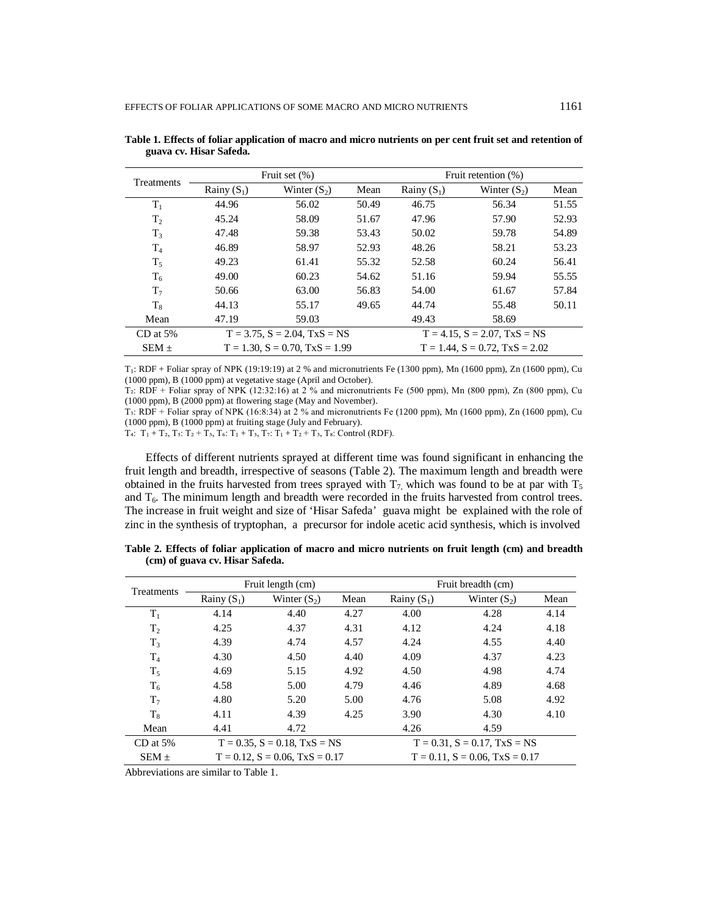**Table 1. Effects of foliar application of macro and micro nutrients on per cent fruit set and retention of guava cv. Hisar Safeda.**

| Treatments | Fruit set (%) | | | Fruit retention (%) | | |
|---|---|---|---|---|---|---|
| | Rainy ($S_1$) | Winter ($S_2$) | Mean | Rainy ($S_1$) | Winter ($S_2$) | Mean |
| $T_1$ | 44.96 | 56.02 | 50.49 | 46.75 | 56.34 | 51.55 |
| $T_2$ | 45.24 | 58.09 | 51.67 | 47.96 | 57.90 | 52.93 |
| $T_3$ | 47.48 | 59.38 | 53.43 | 50.02 | 59.78 | 54.89 |
| $T_4$ | 46.89 | 58.97 | 52.93 | 48.26 | 58.21 | 53.23 |
| $T_5$ | 49.23 | 61.41 | 55.32 | 52.58 | 60.24 | 56.41 |
| $T_6$ | 49.00 | 60.23 | 54.62 | 51.16 | 59.94 | 55.55 |
| $T_7$ | 50.66 | 63.00 | 56.83 | 54.00 | 61.67 | 57.84 |
| $T_8$ | 44.13 | 55.17 | 49.65 | 44.74 | 55.48 | 50.11 |
| Mean | 47.19 | 59.03 | | 49.43 | 58.69 | |
| CD at 5% | T = 3.75, S = 2.04, TxS = NS | | | T = 4.15, S = 2.07, TxS = NS | | |
| SEM ± | T = 1.30, S = 0.70, TxS = 1.99 | | | T = 1.44, S = 0.72, TxS = 2.02 | | |

$T_1$: RDF + Foliar spray of NPK (19:19:19) at 2 % and micronutrients Fe (1300 ppm), Mn (1600 ppm), Zn (1600 ppm), Cu (1000 ppm), B (1000 ppm) at vegetative stage (April and October).
$T_2$: RDF + Foliar spray of NPK (12:32:16) at 2 % and micronutrients Fe (500 ppm), Mn (800 ppm), Zn (800 ppm), Cu (1000 ppm), B (2000 ppm) at flowering stage (May and November).
$T_3$: RDF + Foliar spray of NPK (16:8:34) at 2 % and micronutrients Fe (1200 ppm), Mn (1600 ppm), Zn (1600 ppm), Cu (1000 ppm), B (1000 ppm) at fruiting stage (July and February).
$T_4$: $T_1 + T_2$, $T_5$: $T_2 + T_3$, $T_6$: $T_1 + T_3$, $T_7$: $T_1 + T_2 + T_3$, $T_8$: Control (RDF).

Effects of different nutrients sprayed at different time was found significant in enhancing the fruit length and breadth, irrespective of seasons (Table 2). The maximum length and breadth were obtained in the fruits harvested from trees sprayed with $T_7$, which was found to be at par with $T_5$ and $T_6$. The minimum length and breadth were recorded in the fruits harvested from control trees. The increase in fruit weight and size of 'Hisar Safeda' guava might be explained with the role of zinc in the synthesis of tryptophan, a precursor for indole acetic acid synthesis, which is involved

**Table 2. Effects of foliar application of macro and micro nutrients on fruit length (cm) and breadth (cm) of guava cv. Hisar Safeda.**

| Treatments | Fruit length (cm) | | | Fruit breadth (cm) | | |
|---|---|---|---|---|---|---|
| | Rainy ($S_1$) | Winter ($S_2$) | Mean | Rainy ($S_1$) | Winter ($S_2$) | Mean |
| $T_1$ | 4.14 | 4.40 | 4.27 | 4.00 | 4.28 | 4.14 |
| $T_2$ | 4.25 | 4.37 | 4.31 | 4.12 | 4.24 | 4.18 |
| $T_3$ | 4.39 | 4.74 | 4.57 | 4.24 | 4.55 | 4.40 |
| $T_4$ | 4.30 | 4.50 | 4.40 | 4.09 | 4.37 | 4.23 |
| $T_5$ | 4.69 | 5.15 | 4.92 | 4.50 | 4.98 | 4.74 |
| $T_6$ | 4.58 | 5.00 | 4.79 | 4.46 | 4.89 | 4.68 |
| $T_7$ | 4.80 | 5.20 | 5.00 | 4.76 | 5.08 | 4.92 |
| $T_8$ | 4.11 | 4.39 | 4.25 | 3.90 | 4.30 | 4.10 |
| Mean | 4.41 | 4.72 | | 4.26 | 4.59 | |
| CD at 5% | T = 0.35, S = 0.18, TxS = NS | | | T = 0.31, S = 0.17, TxS = NS | | |
| SEM ± | T = 0.12, S = 0.06, TxS = 0.17 | | | T = 0.11, S = 0.06, TxS = 0.17 | | |

Abbreviations are similar to Table 1.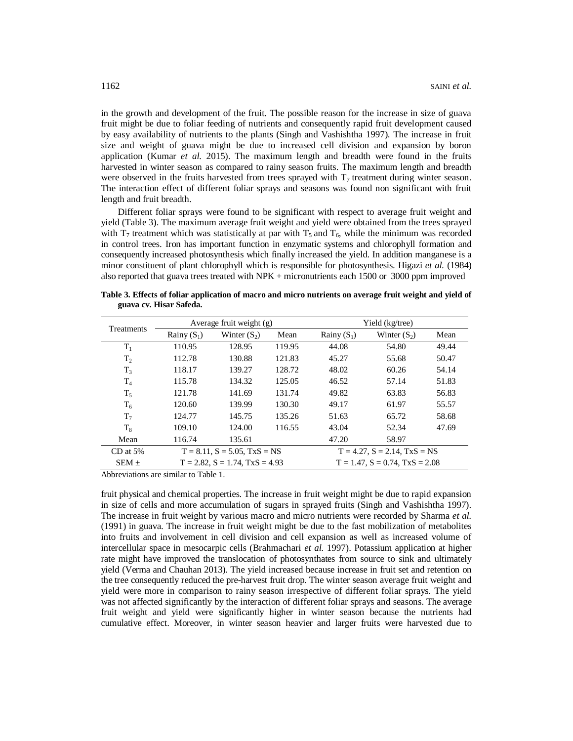in the growth and development of the fruit. The possible reason for the increase in size of guava fruit might be due to foliar feeding of nutrients and consequently rapid fruit development caused by easy availability of nutrients to the plants (Singh and Vashishtha 1997). The increase in fruit size and weight of guava might be due to increased cell division and expansion by boron application (Kumar *et al.* 2015). The maximum length and breadth were found in the fruits harvested in winter season as compared to rainy season fruits. The maximum length and breadth were observed in the fruits harvested from trees sprayed with $T_7$ treatment during winter season. The interaction effect of different foliar sprays and seasons was found non significant with fruit length and fruit breadth.

Different foliar sprays were found to be significant with respect to average fruit weight and yield (Table 3). The maximum average fruit weight and yield were obtained from the trees sprayed with $T_7$ treatment which was statistically at par with $T_5$ and $T_6$, while the minimum was recorded in control trees. Iron has important function in enzymatic systems and chlorophyll formation and consequently increased photosynthesis which finally increased the yield. In addition manganese is a minor constituent of plant chlorophyll which is responsible for photosynthesis. Higazi *et al.* (1984) also reported that guava trees treated with NPK + micronutrients each 1500 or 3000 ppm improved

**Table 3. Effects of foliar application of macro and micro nutrients on average fruit weight and yield of guava cv. Hisar Safeda.**

| Treatments | Average fruit weight (g) | | | Yield (kg/tree) | | |
|---|---|---|---|---|---|---|
| | Rainy ($S_1$) | Winter ($S_2$) | Mean | Rainy ($S_1$) | Winter ($S_2$) | Mean |
| $T_1$ | 110.95 | 128.95 | 119.95 | 44.08 | 54.80 | 49.44 |
| $T_2$ | 112.78 | 130.88 | 121.83 | 45.27 | 55.68 | 50.47 |
| $T_3$ | 118.17 | 139.27 | 128.72 | 48.02 | 60.26 | 54.14 |
| $T_4$ | 115.78 | 134.32 | 125.05 | 46.52 | 57.14 | 51.83 |
| $T_5$ | 121.78 | 141.69 | 131.74 | 49.82 | 63.83 | 56.83 |
| $T_6$ | 120.60 | 139.99 | 130.30 | 49.17 | 61.97 | 55.57 |
| $T_7$ | 124.77 | 145.75 | 135.26 | 51.63 | 65.72 | 58.68 |
| $T_8$ | 109.10 | 124.00 | 116.55 | 43.04 | 52.34 | 47.69 |
| Mean | 116.74 | 135.61 | | 47.20 | 58.97 | |
| CD at 5% | T = 8.11, S = 5.05, TxS = NS | | | T = 4.27, S = 2.14, TxS = NS | | |
| SEM ± | T = 2.82, S = 1.74, TxS = 4.93 | | | T = 1.47, S = 0.74, TxS = 2.08 | | |

Abbreviations are similar to Table 1.

fruit physical and chemical properties. The increase in fruit weight might be due to rapid expansion in size of cells and more accumulation of sugars in sprayed fruits (Singh and Vashishtha 1997). The increase in fruit weight by various macro and micro nutrients were recorded by Sharma *et al.* (1991) in guava. The increase in fruit weight might be due to the fast mobilization of metabolites into fruits and involvement in cell division and cell expansion as well as increased volume of intercellular space in mesocarpic cells (Brahmachari *et al.* 1997). Potassium application at higher rate might have improved the translocation of photosynthates from source to sink and ultimately yield (Verma and Chauhan 2013). The yield increased because increase in fruit set and retention on the tree consequently reduced the pre-harvest fruit drop. The winter season average fruit weight and yield were more in comparison to rainy season irrespective of different foliar sprays. The yield was not affected significantly by the interaction of different foliar sprays and seasons. The average fruit weight and yield were significantly higher in winter season because the nutrients had cumulative effect. Moreover, in winter season heavier and larger fruits were harvested due to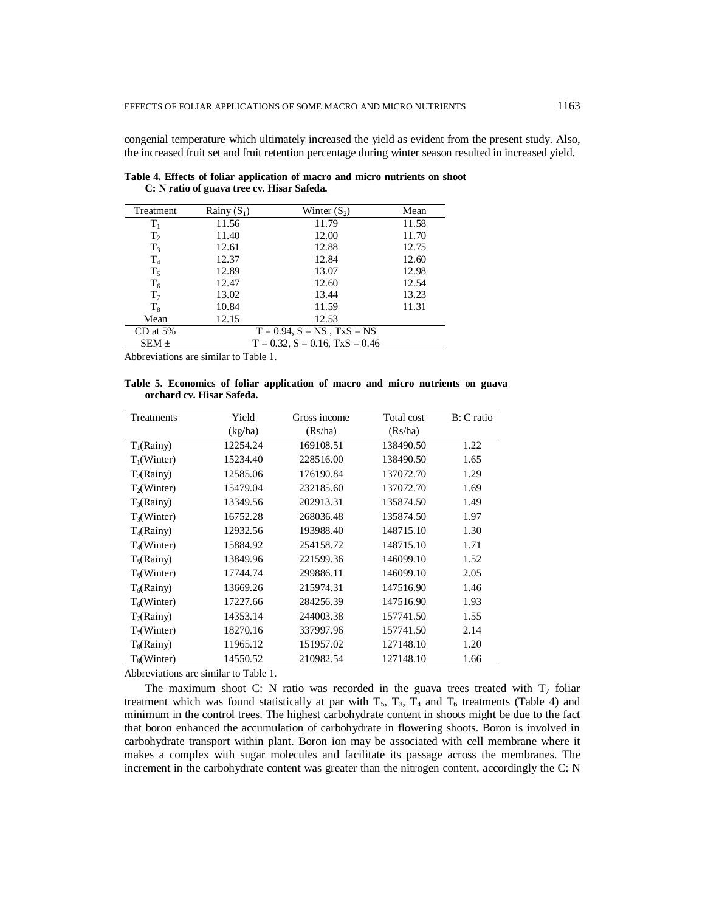congenial temperature which ultimately increased the yield as evident from the present study. Also, the increased fruit set and fruit retention percentage during winter season resulted in increased yield.

**Table 4. Effects of foliar application of macro and micro nutrients on shoot C: N ratio of guava tree cv. Hisar Safeda.**

| Treatment | Rainy ($S_1$) | Winter ($S_2$) | Mean |
|---|---|---|---|
| $T_1$ | 11.56 | 11.79 | 11.58 |
| $T_2$ | 11.40 | 12.00 | 11.70 |
| $T_3$ | 12.61 | 12.88 | 12.75 |
| $T_4$ | 12.37 | 12.84 | 12.60 |
| $T_5$ | 12.89 | 13.07 | 12.98 |
| $T_6$ | 12.47 | 12.60 | 12.54 |
| $T_7$ | 13.02 | 13.44 | 13.23 |
| $T_8$ | 10.84 | 11.59 | 11.31 |
| Mean | 12.15 | 12.53 | |
| CD at 5% | T = 0.94, S = NS , TxS = NS | | |
| SEM ± | T = 0.32, S = 0.16, TxS = 0.46 | | |

Abbreviations are similar to Table 1.

**Table 5. Economics of foliar application of macro and micro nutrients on guava orchard cv. Hisar Safeda.**

| Treatments | Yield (kg/ha) | Gross income (Rs/ha) | Total cost (Rs/ha) | B: C ratio |
|---|---|---|---|---|
| $T_1$(Rainy) | 12254.24 | 169108.51 | 138490.50 | 1.22 |
| $T_1$(Winter) | 15234.40 | 228516.00 | 138490.50 | 1.65 |
| $T_2$(Rainy) | 12585.06 | 176190.84 | 137072.70 | 1.29 |
| $T_2$(Winter) | 15479.04 | 232185.60 | 137072.70 | 1.69 |
| $T_3$(Rainy) | 13349.56 | 202913.31 | 135874.50 | 1.49 |
| $T_3$(Winter) | 16752.28 | 268036.48 | 135874.50 | 1.97 |
| $T_4$(Rainy) | 12932.56 | 193988.40 | 148715.10 | 1.30 |
| $T_4$(Winter) | 15884.92 | 254158.72 | 148715.10 | 1.71 |
| $T_5$(Rainy) | 13849.96 | 221599.36 | 146099.10 | 1.52 |
| $T_5$(Winter) | 17744.74 | 299886.11 | 146099.10 | 2.05 |
| $T_6$(Rainy) | 13669.26 | 215974.31 | 147516.90 | 1.46 |
| $T_6$(Winter) | 17227.66 | 284256.39 | 147516.90 | 1.93 |
| $T_7$(Rainy) | 14353.14 | 244003.38 | 157741.50 | 1.55 |
| $T_7$(Winter) | 18270.16 | 337997.96 | 157741.50 | 2.14 |
| $T_8$(Rainy) | 11965.12 | 151957.02 | 127148.10 | 1.20 |
| $T_8$(Winter) | 14550.52 | 210982.54 | 127148.10 | 1.66 |

Abbreviations are similar to Table 1.

The maximum shoot C: N ratio was recorded in the guava trees treated with $T_7$ foliar treatment which was found statistically at par with $T_5$, $T_3$, $T_4$ and $T_6$ treatments (Table 4) and minimum in the control trees. The highest carbohydrate content in shoots might be due to the fact that boron enhanced the accumulation of carbohydrate in flowering shoots. Boron is involved in carbohydrate transport within plant. Boron ion may be associated with cell membrane where it makes a complex with sugar molecules and facilitate its passage across the membranes. The increment in the carbohydrate content was greater than the nitrogen content, accordingly the C: N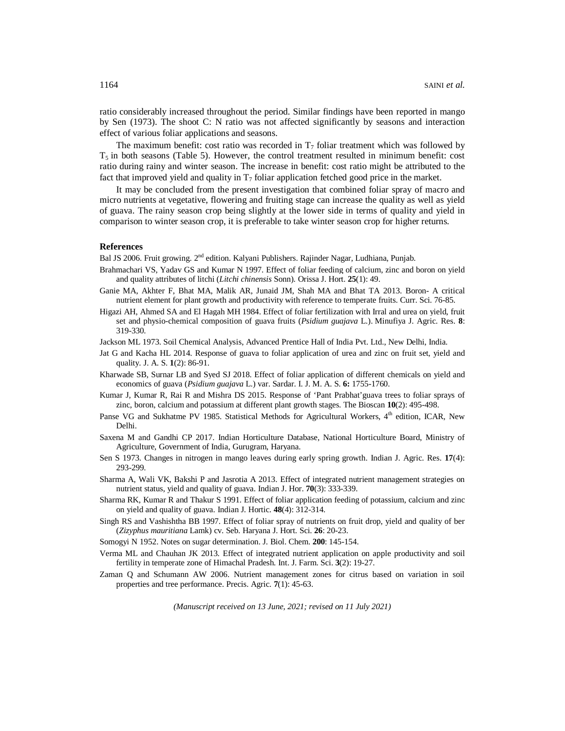ratio considerably increased throughout the period. Similar findings have been reported in mango by Sen (1973). The shoot C: N ratio was not affected significantly by seasons and interaction effect of various foliar applications and seasons.

The maximum benefit: cost ratio was recorded in $T_7$ foliar treatment which was followed by $T_5$ in both seasons (Table 5). However, the control treatment resulted in minimum benefit: cost ratio during rainy and winter season. The increase in benefit: cost ratio might be attributed to the fact that improved yield and quality in $T_7$ foliar application fetched good price in the market.

It may be concluded from the present investigation that combined foliar spray of macro and micro nutrients at vegetative, flowering and fruiting stage can increase the quality as well as yield of guava. The rainy season crop being slightly at the lower side in terms of quality and yield in comparison to winter season crop, it is preferable to take winter season crop for higher returns.

## References

Bal JS 2006. Fruit growing. 2nd edition. Kalyani Publishers. Rajinder Nagar, Ludhiana, Punjab.

Brahmachari VS, Yadav GS and Kumar N 1997. Effect of foliar feeding of calcium, zinc and boron on yield and quality attributes of litchi (*Litchi chinensis* Sonn). Orissa J. Hort. **25**(1): 49.

Ganie MA, Akhter F, Bhat MA, Malik AR, Junaid JM, Shah MA and Bhat TA 2013. Boron- A critical nutrient element for plant growth and productivity with reference to temperate fruits. Curr. Sci. 76-85.

Higazi AH, Ahmed SA and El Hagah MH 1984. Effect of foliar fertilization with Irral and urea on yield, fruit set and physio-chemical composition of guava fruits (*Psidium guajava* L.). Minufiya J. Agric. Res. **8**: 319-330.

Jackson ML 1973. Soil Chemical Analysis, Advanced Prentice Hall of India Pvt. Ltd., New Delhi, India.

Jat G and Kacha HL 2014. Response of guava to foliar application of urea and zinc on fruit set, yield and quality. J. A. S. **1**(2): 86-91.

Kharwade SB, Surnar LB and Syed SJ 2018. Effect of foliar application of different chemicals on yield and economics of guava (*Psidium guajava* L.) var. Sardar. I. J. M. A. S. **6:** 1755-1760.

Kumar J, Kumar R, Rai R and Mishra DS 2015. Response of 'Pant Prabhat'guava trees to foliar sprays of zinc, boron, calcium and potassium at different plant growth stages. The Bioscan **10**(2): 495-498.

Panse VG and Sukhatme PV 1985. Statistical Methods for Agricultural Workers, 4th edition, ICAR, New Delhi.

Saxena M and Gandhi CP 2017. Indian Horticulture Database, National Horticulture Board, Ministry of Agriculture, Government of India, Gurugram, Haryana.

Sen S 1973. Changes in nitrogen in mango leaves during early spring growth. Indian J. Agric. Res. **17**(4): 293-299.

Sharma A, Wali VK, Bakshi P and Jasrotia A 2013. Effect of integrated nutrient management strategies on nutrient status, yield and quality of guava. Indian J. Hor. **70**(3): 333-339.

Sharma RK, Kumar R and Thakur S 1991. Effect of foliar application feeding of potassium, calcium and zinc on yield and quality of guava. Indian J. Hortic. **48**(4): 312-314.

Singh RS and Vashishtha BB 1997. Effect of foliar spray of nutrients on fruit drop, yield and quality of ber (*Zizyphus mauritiana* Lamk) cv. Seb. Haryana J. Hort. Sci. **26**: 20-23.

Somogyi N 1952. Notes on sugar determination. J. Biol. Chem. **200**: 145-154.

Verma ML and Chauhan JK 2013. Effect of integrated nutrient application on apple productivity and soil fertility in temperate zone of Himachal Pradesh. Int. J. Farm. Sci. **3**(2): 19-27.

Zaman Q and Schumann AW 2006. Nutrient management zones for citrus based on variation in soil properties and tree performance. Precis. Agric. **7**(1): 45-63.

*(Manuscript received on 13 June, 2021; revised on 11 July 2021)*